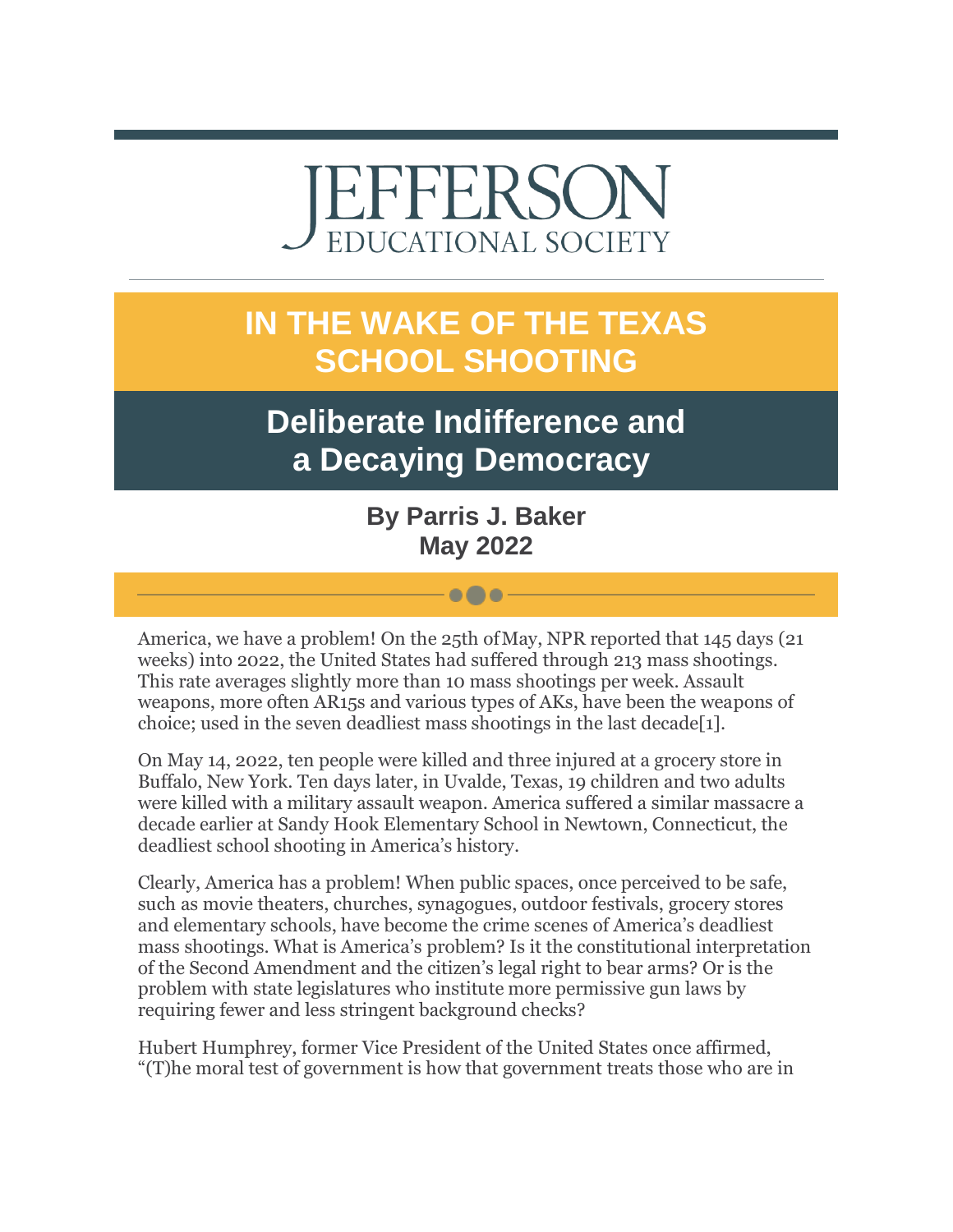# JEFFERSON

EDUCATIONAL SOCIETY

## IN THE WAKE OF THE TEXAS SCHOOL SHOOTING

## Deliberate Indifference and a Decaying Democracy

**By Parris J. Baker**
**May 2022**

America, we have a problem! On the 25th of May, NPR reported that 145 days (21 weeks) into 2022, the United States had suffered through 213 mass shootings. This rate averages slightly more than 10 mass shootings per week. Assault weapons, more often AR15s and various types of AKs, have been the weapons of choice; used in the seven deadliest mass shootings in the last decade[1].

On May 14, 2022, ten people were killed and three injured at a grocery store in Buffalo, New York. Ten days later, in Uvalde, Texas, 19 children and two adults were killed with a military assault weapon. America suffered a similar massacre a decade earlier at Sandy Hook Elementary School in Newtown, Connecticut, the deadliest school shooting in America's history.

Clearly, America has a problem! When public spaces, once perceived to be safe, such as movie theaters, churches, synagogues, outdoor festivals, grocery stores and elementary schools, have become the crime scenes of America's deadliest mass shootings. What is America's problem? Is it the constitutional interpretation of the Second Amendment and the citizen's legal right to bear arms? Or is the problem with state legislatures who institute more permissive gun laws by requiring fewer and less stringent background checks?

Hubert Humphrey, former Vice President of the United States once affirmed, "(T)he moral test of government is how that government treats those who are in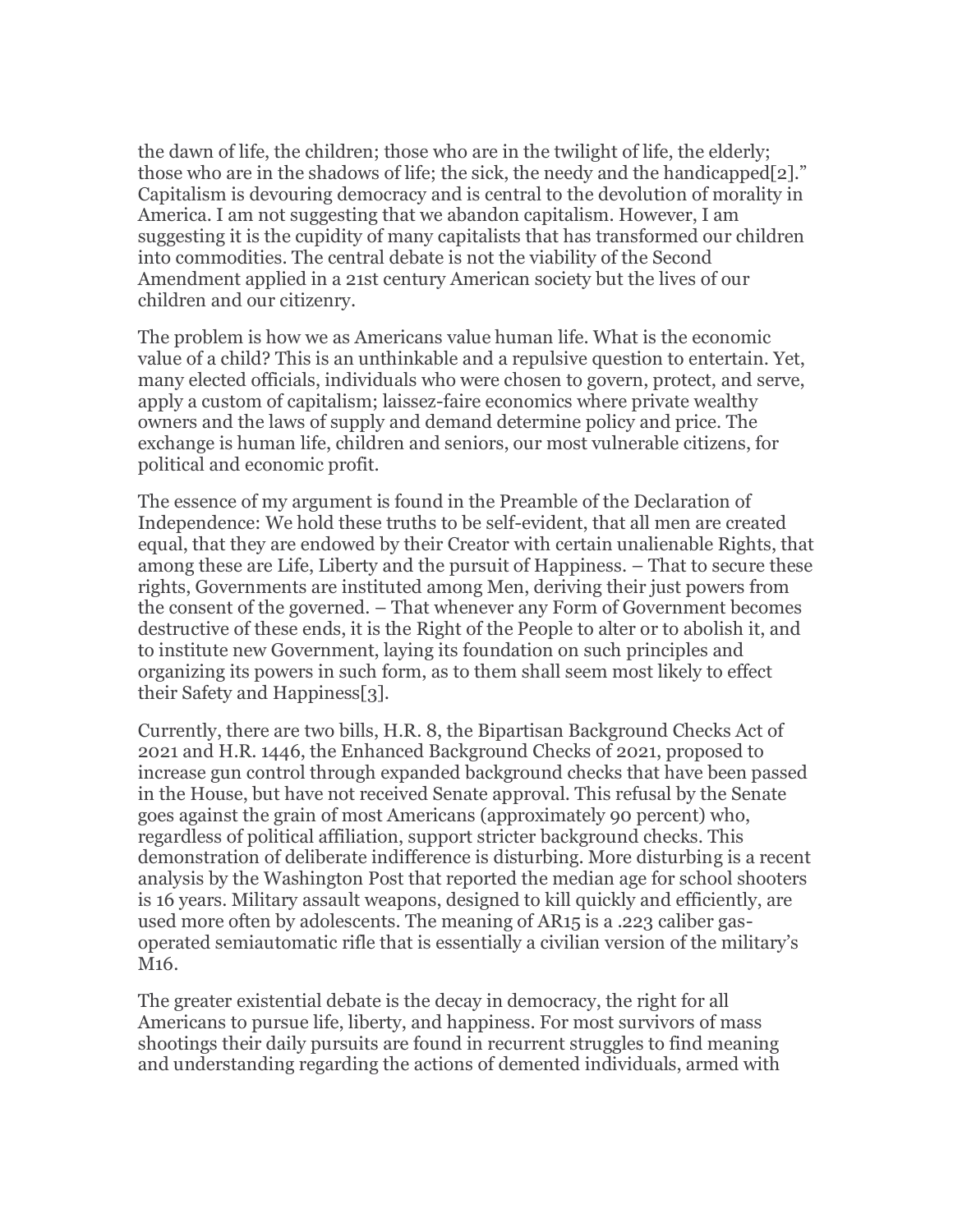the dawn of life, the children; those who are in the twilight of life, the elderly; those who are in the shadows of life; the sick, the needy and the handicapped[2].” Capitalism is devouring democracy and is central to the devolution of morality in America. I am not suggesting that we abandon capitalism. However, I am suggesting it is the cupidity of many capitalists that has transformed our children into commodities. The central debate is not the viability of the Second Amendment applied in a 21st century American society but the lives of our children and our citizenry.

The problem is how we as Americans value human life. What is the economic value of a child? This is an unthinkable and a repulsive question to entertain. Yet, many elected officials, individuals who were chosen to govern, protect, and serve, apply a custom of capitalism; laissez-faire economics where private wealthy owners and the laws of supply and demand determine policy and price. The exchange is human life, children and seniors, our most vulnerable citizens, for political and economic profit.

The essence of my argument is found in the Preamble of the Declaration of Independence: We hold these truths to be self-evident, that all men are created equal, that they are endowed by their Creator with certain unalienable Rights, that among these are Life, Liberty and the pursuit of Happiness. – That to secure these rights, Governments are instituted among Men, deriving their just powers from the consent of the governed. – That whenever any Form of Government becomes destructive of these ends, it is the Right of the People to alter or to abolish it, and to institute new Government, laying its foundation on such principles and organizing its powers in such form, as to them shall seem most likely to effect their Safety and Happiness[3].

Currently, there are two bills, H.R. 8, the Bipartisan Background Checks Act of 2021 and H.R. 1446, the Enhanced Background Checks of 2021, proposed to increase gun control through expanded background checks that have been passed in the House, but have not received Senate approval. This refusal by the Senate goes against the grain of most Americans (approximately 90 percent) who, regardless of political affiliation, support stricter background checks. This demonstration of deliberate indifference is disturbing. More disturbing is a recent analysis by the Washington Post that reported the median age for school shooters is 16 years. Military assault weapons, designed to kill quickly and efficiently, are used more often by adolescents. The meaning of AR15 is a .223 caliber gas-operated semiautomatic rifle that is essentially a civilian version of the military’s M16.

The greater existential debate is the decay in democracy, the right for all Americans to pursue life, liberty, and happiness. For most survivors of mass shootings their daily pursuits are found in recurrent struggles to find meaning and understanding regarding the actions of demented individuals, armed with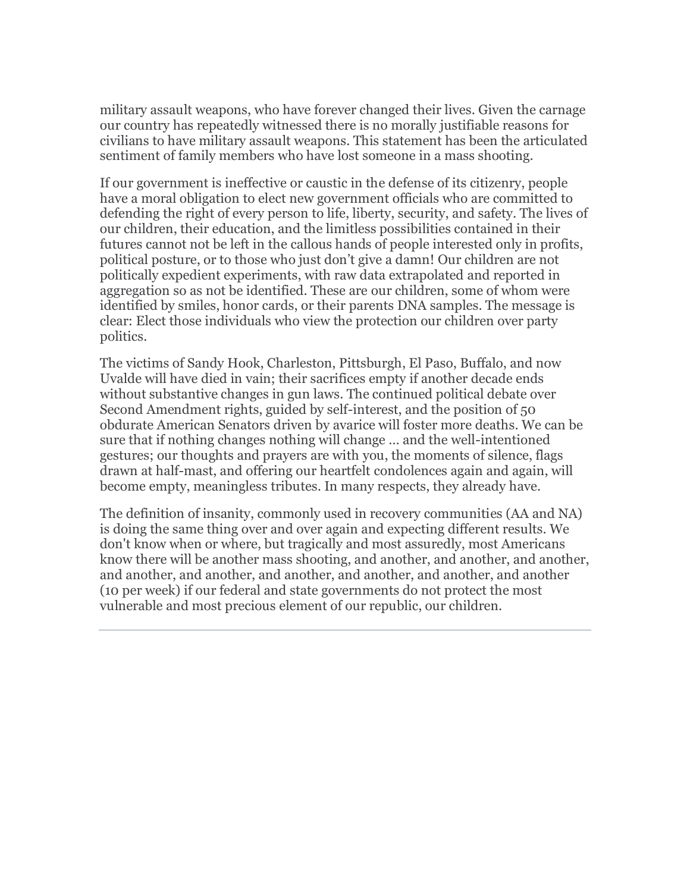military assault weapons, who have forever changed their lives. Given the carnage our country has repeatedly witnessed there is no morally justifiable reasons for civilians to have military assault weapons. This statement has been the articulated sentiment of family members who have lost someone in a mass shooting.

If our government is ineffective or caustic in the defense of its citizenry, people have a moral obligation to elect new government officials who are committed to defending the right of every person to life, liberty, security, and safety. The lives of our children, their education, and the limitless possibilities contained in their futures cannot not be left in the callous hands of people interested only in profits, political posture, or to those who just don't give a damn! Our children are not politically expedient experiments, with raw data extrapolated and reported in aggregation so as not be identified. These are our children, some of whom were identified by smiles, honor cards, or their parents DNA samples. The message is clear: Elect those individuals who view the protection our children over party politics.

The victims of Sandy Hook, Charleston, Pittsburgh, El Paso, Buffalo, and now Uvalde will have died in vain; their sacrifices empty if another decade ends without substantive changes in gun laws. The continued political debate over Second Amendment rights, guided by self-interest, and the position of 50 obdurate American Senators driven by avarice will foster more deaths. We can be sure that if nothing changes nothing will change ... and the well-intentioned gestures; our thoughts and prayers are with you, the moments of silence, flags drawn at half-mast, and offering our heartfelt condolences again and again, will become empty, meaningless tributes. In many respects, they already have.

The definition of insanity, commonly used in recovery communities (AA and NA) is doing the same thing over and over again and expecting different results. We don't know when or where, but tragically and most assuredly, most Americans know there will be another mass shooting, and another, and another, and another, and another, and another, and another, and another, and another, and another (10 per week) if our federal and state governments do not protect the most vulnerable and most precious element of our republic, our children.

---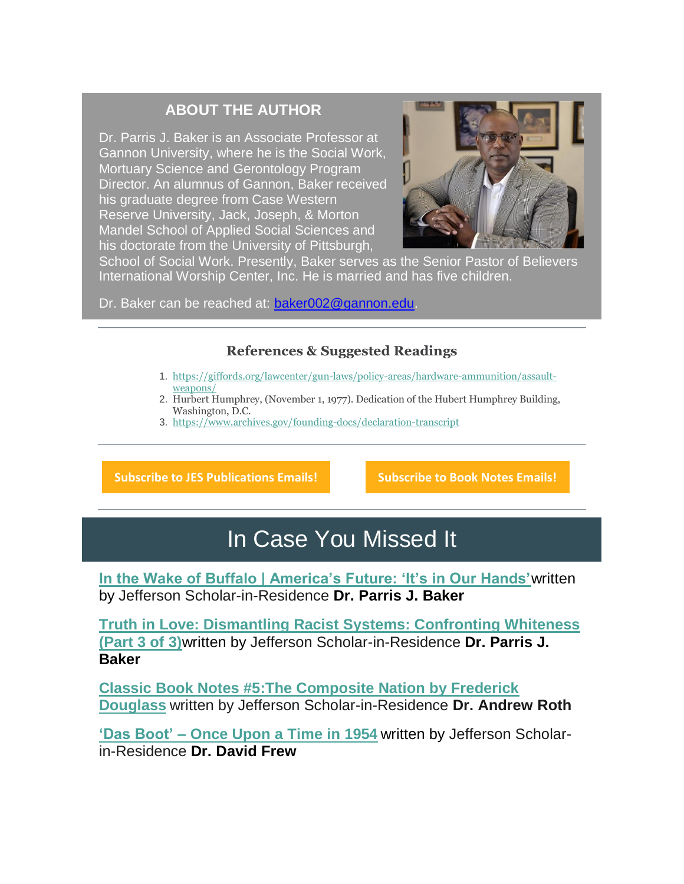## ABOUT THE AUTHOR

Dr. Parris J. Baker is an Associate Professor at Gannon University, where he is the Social Work, Mortuary Science and Gerontology Program Director. An alumnus of Gannon, Baker received his graduate degree from Case Western Reserve University, Jack, Joseph, & Morton Mandel School of Applied Social Sciences and his doctorate from the University of Pittsburgh, School of Social Work. Presently, Baker serves as the Senior Pastor of Believers International Worship Center, Inc. He is married and has five children.

Dr. Baker can be reached at: baker002@gannon.edu.

---

### References & Suggested Readings

1. https://giffords.org/lawcenter/gun-laws/policy-areas/hardware-ammunition/assault-weapons/
2. Hurbert Humphrey, (November 1, 1977). Dedication of the Hubert Humphrey Building, Washington, D.C.
3. https://www.archives.gov/founding-docs/declaration-transcript

---

**Subscribe to JES Publications Emails!**

**Subscribe to Book Notes Emails!**

---

# In Case You Missed It

**In the Wake of Buffalo | America's Future: 'It's in Our Hands'** written by Jefferson Scholar-in-Residence **Dr. Parris J. Baker**

**Truth in Love: Dismantling Racist Systems: Confronting Whiteness (Part 3 of 3)** written by Jefferson Scholar-in-Residence **Dr. Parris J. Baker**

**Classic Book Notes #5:The Composite Nation by Frederick Douglass** written by Jefferson Scholar-in-Residence **Dr. Andrew Roth**

**'Das Boot' – Once Upon a Time in 1954** written by Jefferson Scholar-in-Residence **Dr. David Frew**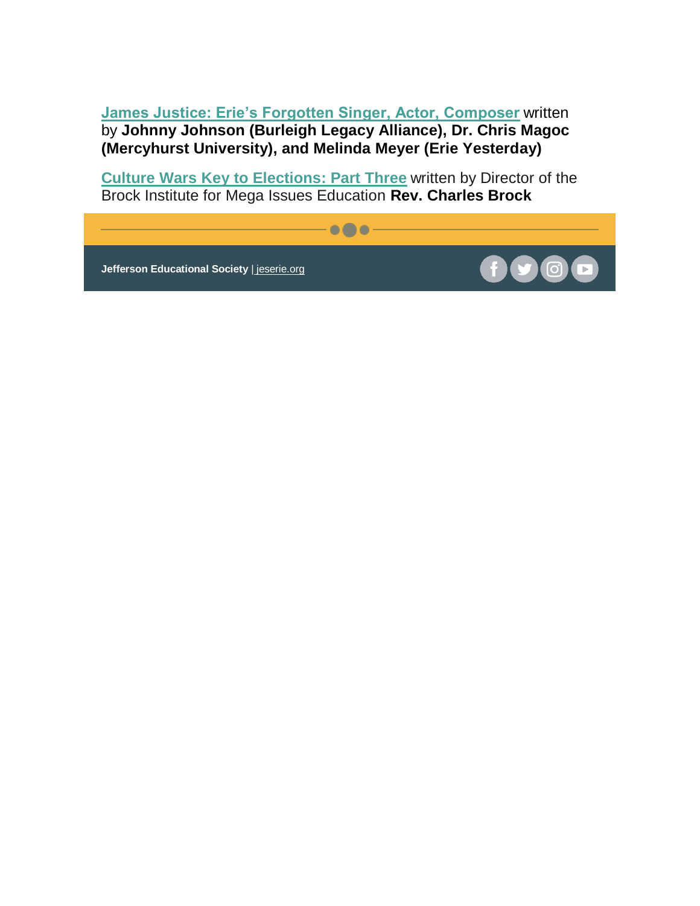**James Justice: Erie's Forgotten Singer, Actor, Composer** written by **Johnny Johnson (Burleigh Legacy Alliance), Dr. Chris Magoc (Mercyhurst University), and Melinda Meyer (Erie Yesterday)**

**Culture Wars Key to Elections: Part Three** written by Director of the Brock Institute for Mega Issues Education **Rev. Charles Brock**

**Jefferson Educational Society** | jeserie.org